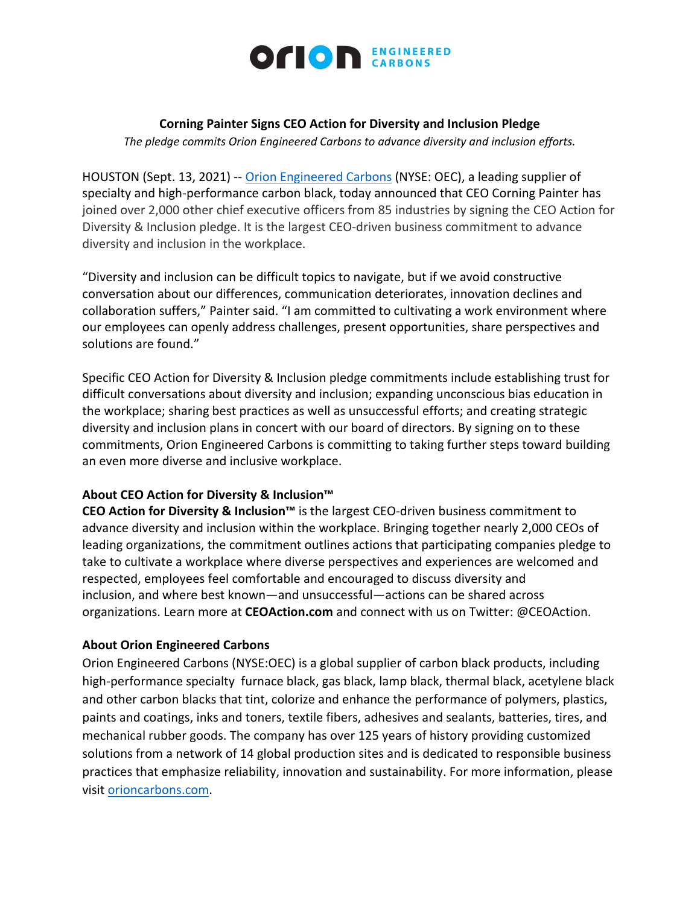**Corning Painter Signs CEO Action for Diversity and Inclusion Pledge**

*The pledge commits Orion Engineered Carbons to advance diversity and inclusion efforts.*

HOUSTON (Sept. 13, 2021) -- Orion Engineered Carbons (NYSE: OEC), a leading supplier of specialty and high-performance carbon black, today announced that CEO Corning Painter has joined over 2,000 other chief executive officers from 85 industries by signing the CEO Action for Diversity & Inclusion pledge. It is the largest CEO-driven business commitment to advance diversity and inclusion in the workplace.

"Diversity and inclusion can be difficult topics to navigate, but if we avoid constructive conversation about our differences, communication deteriorates, innovation declines and collaboration suffers," Painter said. "I am committed to cultivating a work environment where our employees can openly address challenges, present opportunities, share perspectives and solutions are found."

Specific CEO Action for Diversity & Inclusion pledge commitments include establishing trust for difficult conversations about diversity and inclusion; expanding unconscious bias education in the workplace; sharing best practices as well as unsuccessful efforts; and creating strategic diversity and inclusion plans in concert with our board of directors. By signing on to these commitments, Orion Engineered Carbons is committing to taking further steps toward building an even more diverse and inclusive workplace.

**About CEO Action for Diversity & Inclusion™**

**CEO Action for Diversity & Inclusion™** is the largest CEO-driven business commitment to advance diversity and inclusion within the workplace. Bringing together nearly 2,000 CEOs of leading organizations, the commitment outlines actions that participating companies pledge to take to cultivate a workplace where diverse perspectives and experiences are welcomed and respected, employees feel comfortable and encouraged to discuss diversity and inclusion, and where best known—and unsuccessful—actions can be shared across organizations. Learn more at **CEOAction.com** and connect with us on Twitter: @CEOAction.

**About Orion Engineered Carbons**

Orion Engineered Carbons (NYSE:OEC) is a global supplier of carbon black products, including high-performance specialty furnace black, gas black, lamp black, thermal black, acetylene black and other carbon blacks that tint, colorize and enhance the performance of polymers, plastics, paints and coatings, inks and toners, textile fibers, adhesives and sealants, batteries, tires, and mechanical rubber goods. The company has over 125 years of history providing customized solutions from a network of 14 global production sites and is dedicated to responsible business practices that emphasize reliability, innovation and sustainability. For more information, please visit orioncarbons.com.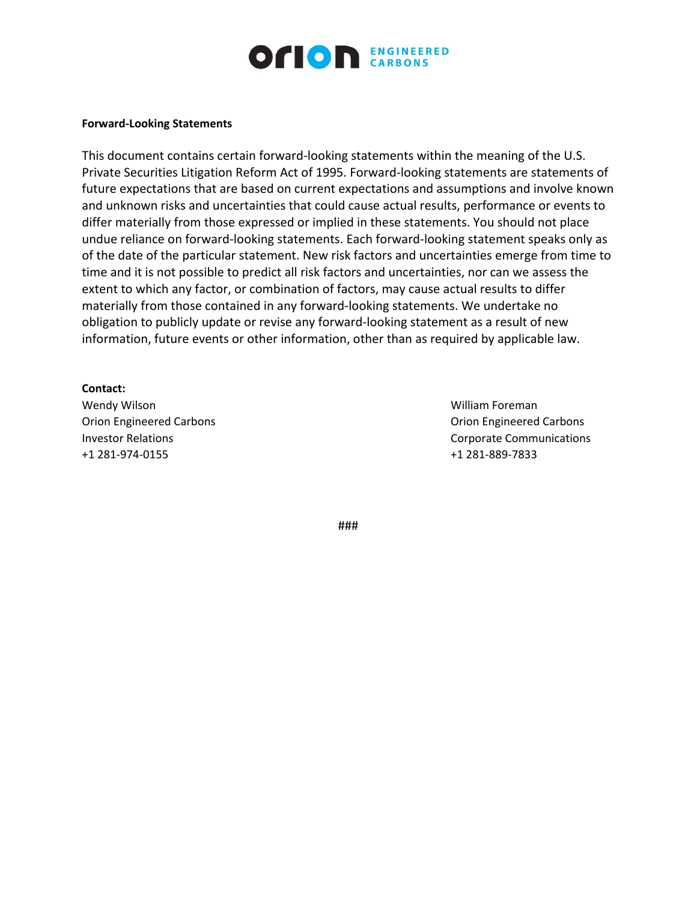**Forward-Looking Statements**

This document contains certain forward-looking statements within the meaning of the U.S. Private Securities Litigation Reform Act of 1995. Forward-looking statements are statements of future expectations that are based on current expectations and assumptions and involve known and unknown risks and uncertainties that could cause actual results, performance or events to differ materially from those expressed or implied in these statements. You should not place undue reliance on forward-looking statements. Each forward-looking statement speaks only as of the date of the particular statement. New risk factors and uncertainties emerge from time to time and it is not possible to predict all risk factors and uncertainties, nor can we assess the extent to which any factor, or combination of factors, may cause actual results to differ materially from those contained in any forward-looking statements. We undertake no obligation to publicly update or revise any forward-looking statement as a result of new information, future events or other information, other than as required by applicable law.

**Contact:**

Wendy Wilson
Orion Engineered Carbons
Investor Relations
+1 281-974-0155

William Foreman
Orion Engineered Carbons
Corporate Communications
+1 281-889-7833

###